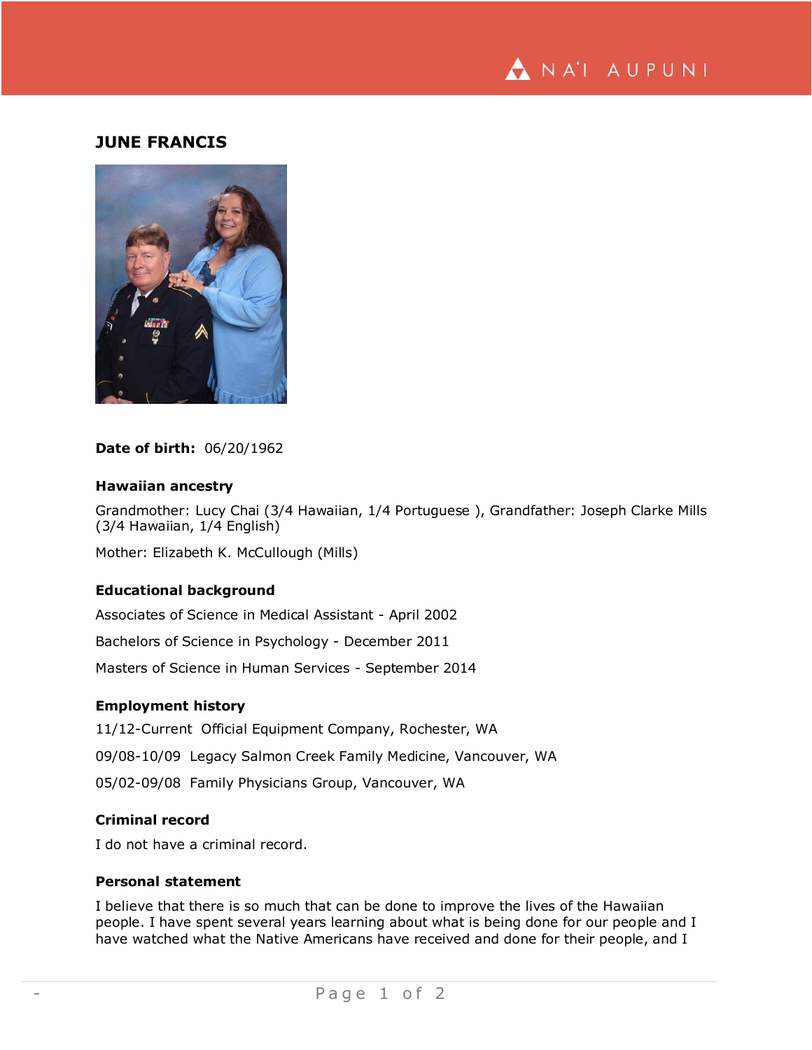## JUNE FRANCIS

**Date of birth:** 06/20/1962

### Hawaiian ancestry

Grandmother: Lucy Chai (3/4 Hawaiian, 1/4 Portuguese ), Grandfather: Joseph Clarke Mills (3/4 Hawaiian, 1/4 English)

Mother: Elizabeth K. McCullough (Mills)

### Educational background

Associates of Science in Medical Assistant - April 2002

Bachelors of Science in Psychology - December 2011

Masters of Science in Human Services - September 2014

### Employment history

11/12-Current Official Equipment Company, Rochester, WA

09/08-10/09 Legacy Salmon Creek Family Medicine, Vancouver, WA

05/02-09/08 Family Physicians Group, Vancouver, WA

### Criminal record

I do not have a criminal record.

### Personal statement

I believe that there is so much that can be done to improve the lives of the Hawaiian people. I have spent several years learning about what is being done for our people and I have watched what the Native Americans have received and done for their people, and I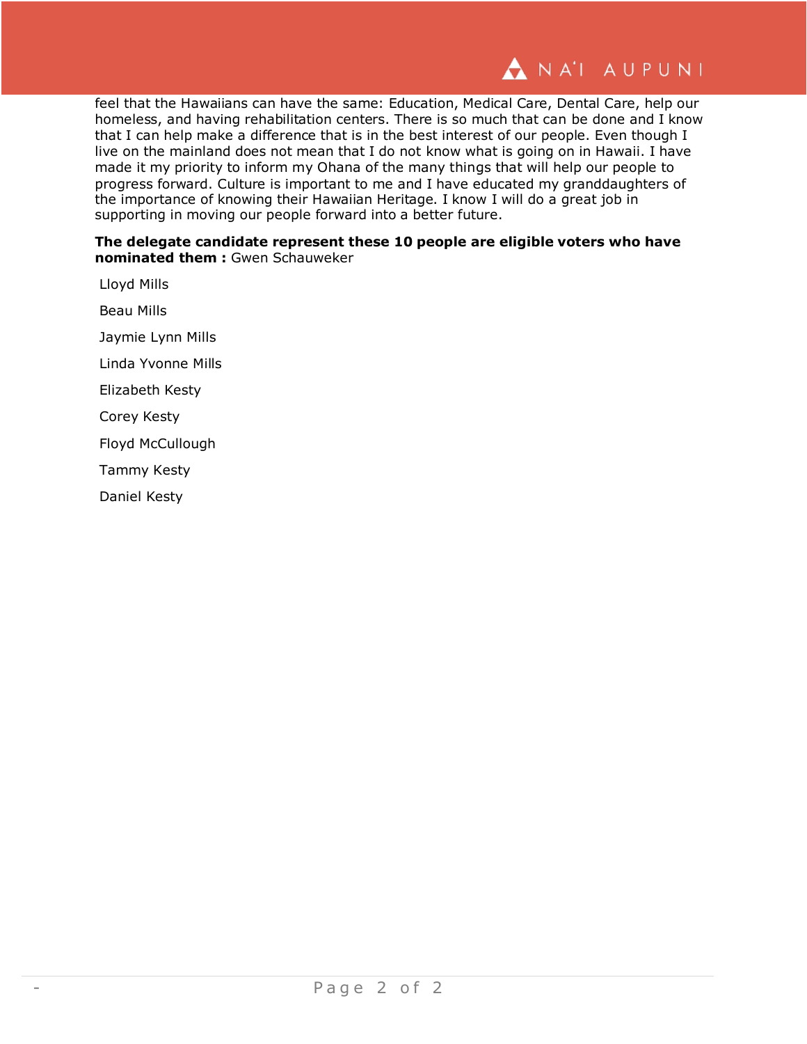feel that the Hawaiians can have the same: Education, Medical Care, Dental Care, help our homeless, and having rehabilitation centers. There is so much that can be done and I know that I can help make a difference that is in the best interest of our people. Even though I live on the mainland does not mean that I do not know what is going on in Hawaii. I have made it my priority to inform my Ohana of the many things that will help our people to progress forward. Culture is important to me and I have educated my granddaughters of the importance of knowing their Hawaiian Heritage. I know I will do a great job in supporting in moving our people forward into a better future.

**The delegate candidate represent these 10 people are eligible voters who have nominated them :** Gwen Schauweker

Lloyd Mills

Beau Mills

Jaymie Lynn Mills

Linda Yvonne Mills

Elizabeth Kesty

Corey Kesty

Floyd McCullough

Tammy Kesty

Daniel Kesty